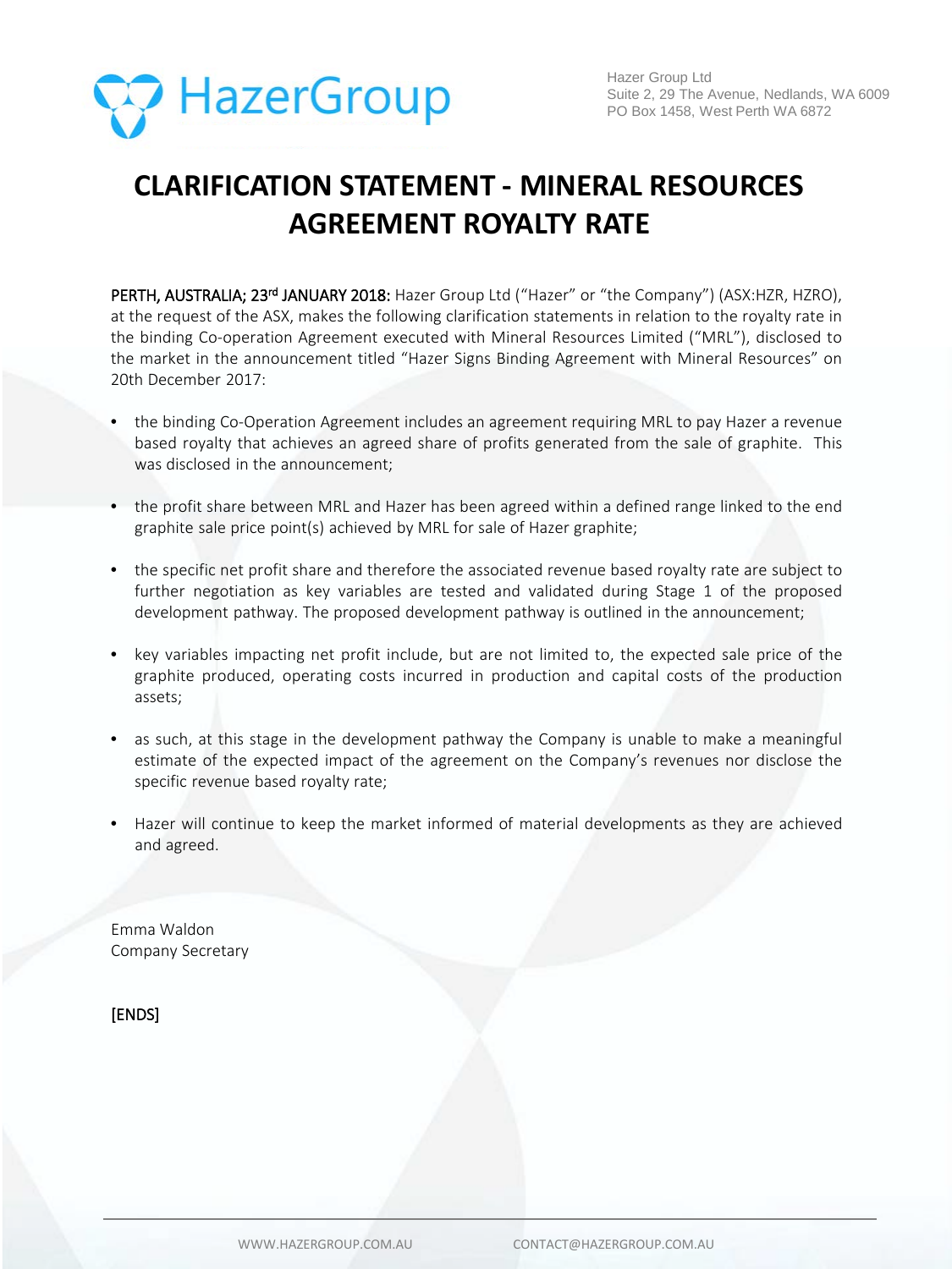Hazer Group Ltd
Suite 2, 29 The Avenue, Nedlands, WA 6009
PO Box 1458, West Perth WA 6872

# CLARIFICATION STATEMENT - MINERAL RESOURCES AGREEMENT ROYALTY RATE

**PERTH, AUSTRALIA; 23rd JANUARY 2018:** Hazer Group Ltd ("Hazer" or "the Company") (ASX:HZR, HZRO), at the request of the ASX, makes the following clarification statements in relation to the royalty rate in the binding Co-operation Agreement executed with Mineral Resources Limited ("MRL"), disclosed to the market in the announcement titled "Hazer Signs Binding Agreement with Mineral Resources" on 20th December 2017:

- the binding Co-Operation Agreement includes an agreement requiring MRL to pay Hazer a revenue based royalty that achieves an agreed share of profits generated from the sale of graphite. This was disclosed in the announcement;
- the profit share between MRL and Hazer has been agreed within a defined range linked to the end graphite sale price point(s) achieved by MRL for sale of Hazer graphite;
- the specific net profit share and therefore the associated revenue based royalty rate are subject to further negotiation as key variables are tested and validated during Stage 1 of the proposed development pathway. The proposed development pathway is outlined in the announcement;
- key variables impacting net profit include, but are not limited to, the expected sale price of the graphite produced, operating costs incurred in production and capital costs of the production assets;
- as such, at this stage in the development pathway the Company is unable to make a meaningful estimate of the expected impact of the agreement on the Company's revenues nor disclose the specific revenue based royalty rate;
- Hazer will continue to keep the market informed of material developments as they are achieved and agreed.

Emma Waldon
Company Secretary

[ENDS]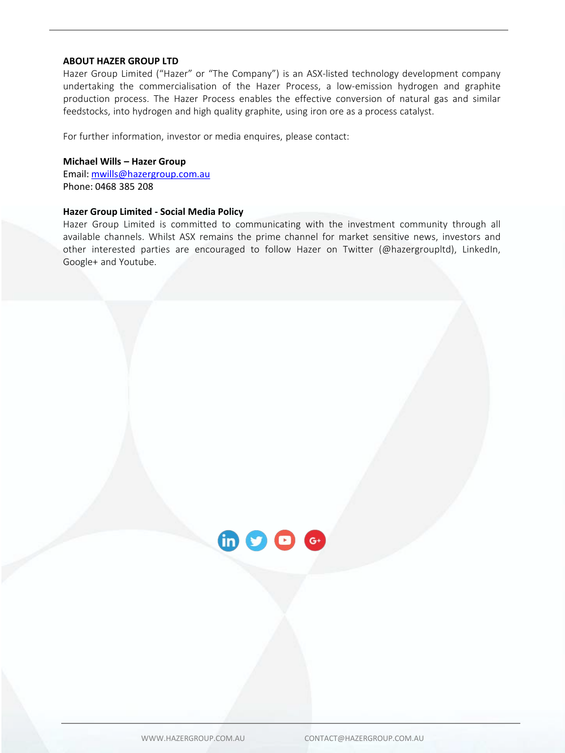**ABOUT HAZER GROUP LTD**

Hazer Group Limited ("Hazer" or "The Company") is an ASX-listed technology development company undertaking the commercialisation of the Hazer Process, a low-emission hydrogen and graphite production process. The Hazer Process enables the effective conversion of natural gas and similar feedstocks, into hydrogen and high quality graphite, using iron ore as a process catalyst.

For further information, investor or media enquires, please contact:

**Michael Wills – Hazer Group**
Email: mwills@hazergroup.com.au
Phone: 0468 385 208

**Hazer Group Limited - Social Media Policy**

Hazer Group Limited is committed to communicating with the investment community through all available channels. Whilst ASX remains the prime channel for market sensitive news, investors and other interested parties are encouraged to follow Hazer on Twitter (@hazergroupltd), LinkedIn, Google+ and Youtube.

WWW.HAZERGROUP.COM.AU CONTACT@HAZERGROUP.COM.AU